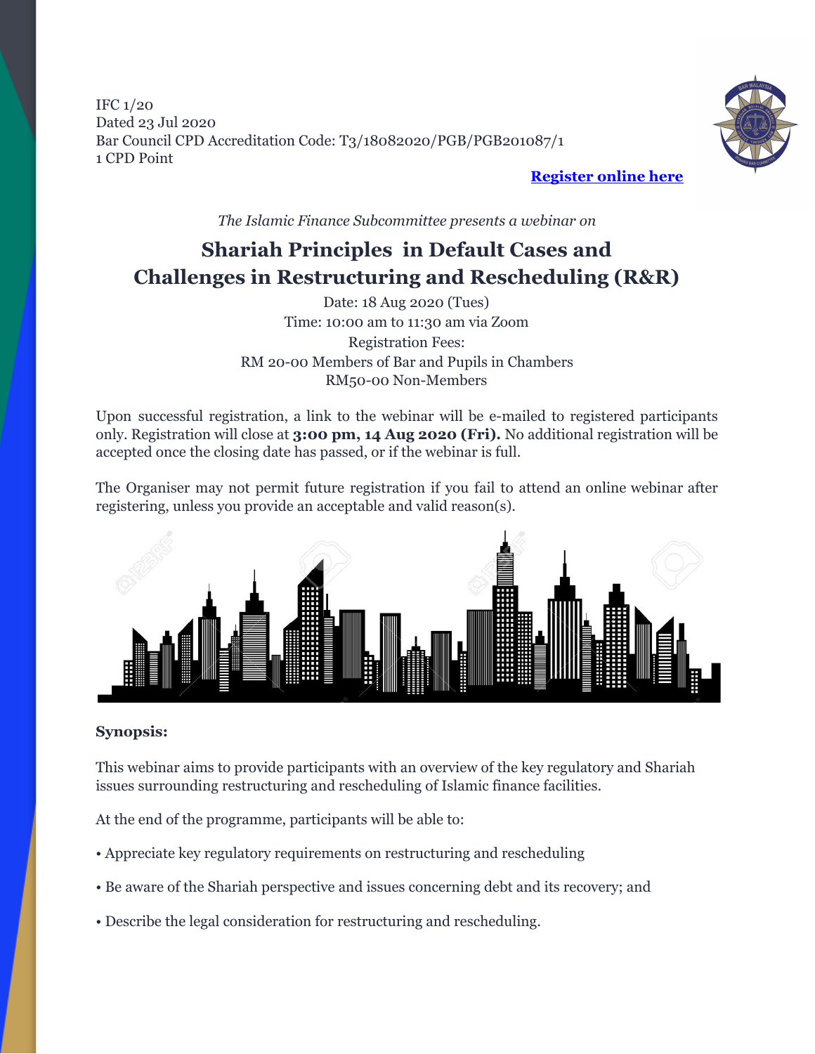IFC 1/20
Dated 23 Jul 2020
Bar Council CPD Accreditation Code: T3/18082020/PGB/PGB201087/1
1 CPD Point

**Register online here**

*The Islamic Finance Subcommittee presents a webinar on*

# Shariah Principles in Default Cases and Challenges in Restructuring and Rescheduling (R&R)

Date: 18 Aug 2020 (Tues)
Time: 10:00 am to 11:30 am via Zoom
Registration Fees:
RM 20-00 Members of Bar and Pupils in Chambers
RM50-00 Non-Members

Upon successful registration, a link to the webinar will be e-mailed to registered participants only. Registration will close at **3:00 pm, 14 Aug 2020 (Fri).** No additional registration will be accepted once the closing date has passed, or if the webinar is full.

The Organiser may not permit future registration if you fail to attend an online webinar after registering, unless you provide an acceptable and valid reason(s).

**Synopsis:**

This webinar aims to provide participants with an overview of the key regulatory and Shariah issues surrounding restructuring and rescheduling of Islamic finance facilities.

At the end of the programme, participants will be able to:

- Appreciate key regulatory requirements on restructuring and rescheduling
- Be aware of the Shariah perspective and issues concerning debt and its recovery; and
- Describe the legal consideration for restructuring and rescheduling.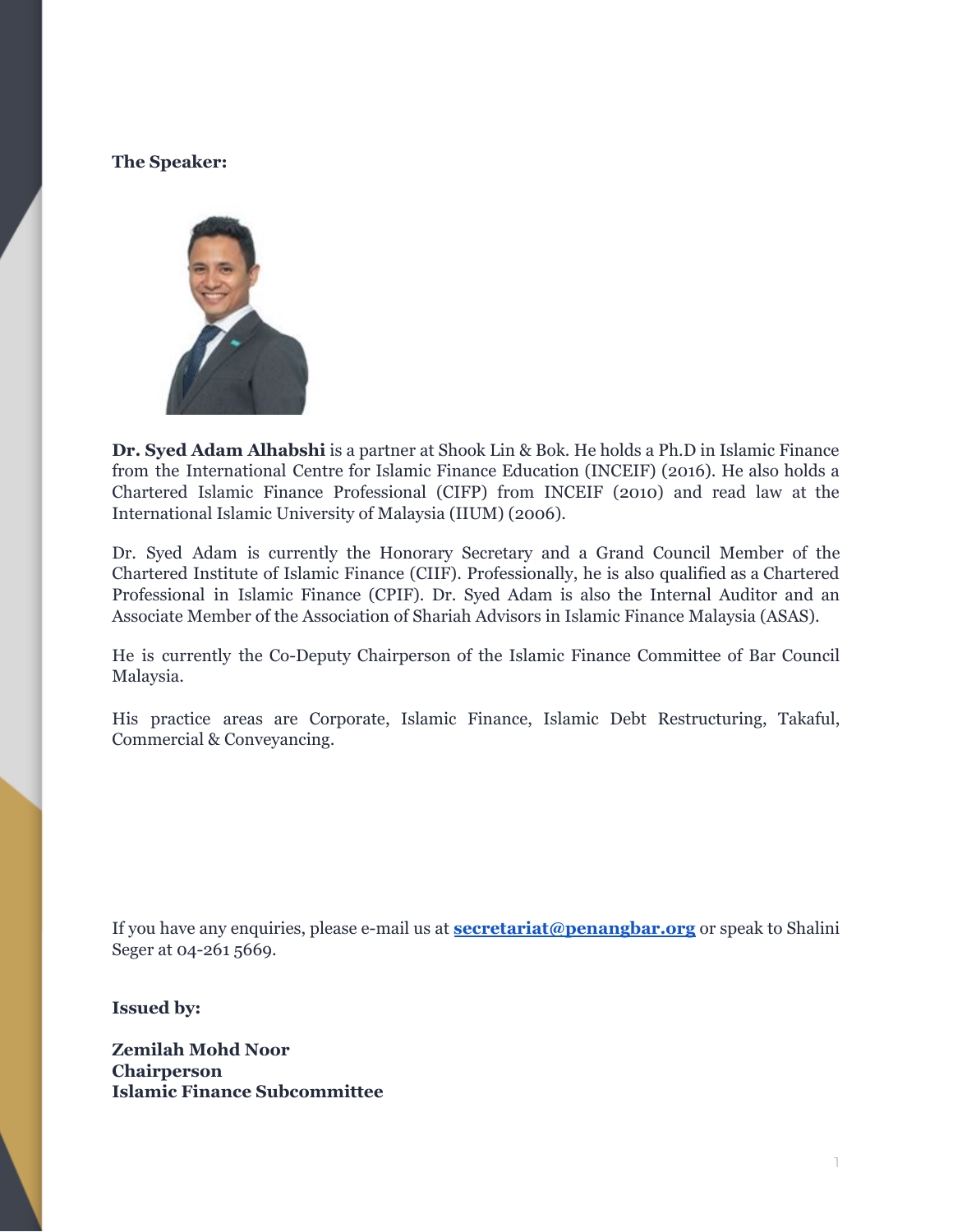**The Speaker:**

**Dr. Syed Adam Alhabshi** is a partner at Shook Lin & Bok. He holds a Ph.D in Islamic Finance from the International Centre for Islamic Finance Education (INCEIF) (2016). He also holds a Chartered Islamic Finance Professional (CIFP) from INCEIF (2010) and read law at the International Islamic University of Malaysia (IIUM) (2006).

Dr. Syed Adam is currently the Honorary Secretary and a Grand Council Member of the Chartered Institute of Islamic Finance (CIIF). Professionally, he is also qualified as a Chartered Professional in Islamic Finance (CPIF). Dr. Syed Adam is also the Internal Auditor and an Associate Member of the Association of Shariah Advisors in Islamic Finance Malaysia (ASAS).

He is currently the Co-Deputy Chairperson of the Islamic Finance Committee of Bar Council Malaysia.

His practice areas are Corporate, Islamic Finance, Islamic Debt Restructuring, Takaful, Commercial & Conveyancing.

If you have any enquiries, please e-mail us at **secretariat@penangbar.org** or speak to Shalini Seger at 04-261 5669.

**Issued by:**

**Zemilah Mohd Noor**
**Chairperson**
**Islamic Finance Subcommittee**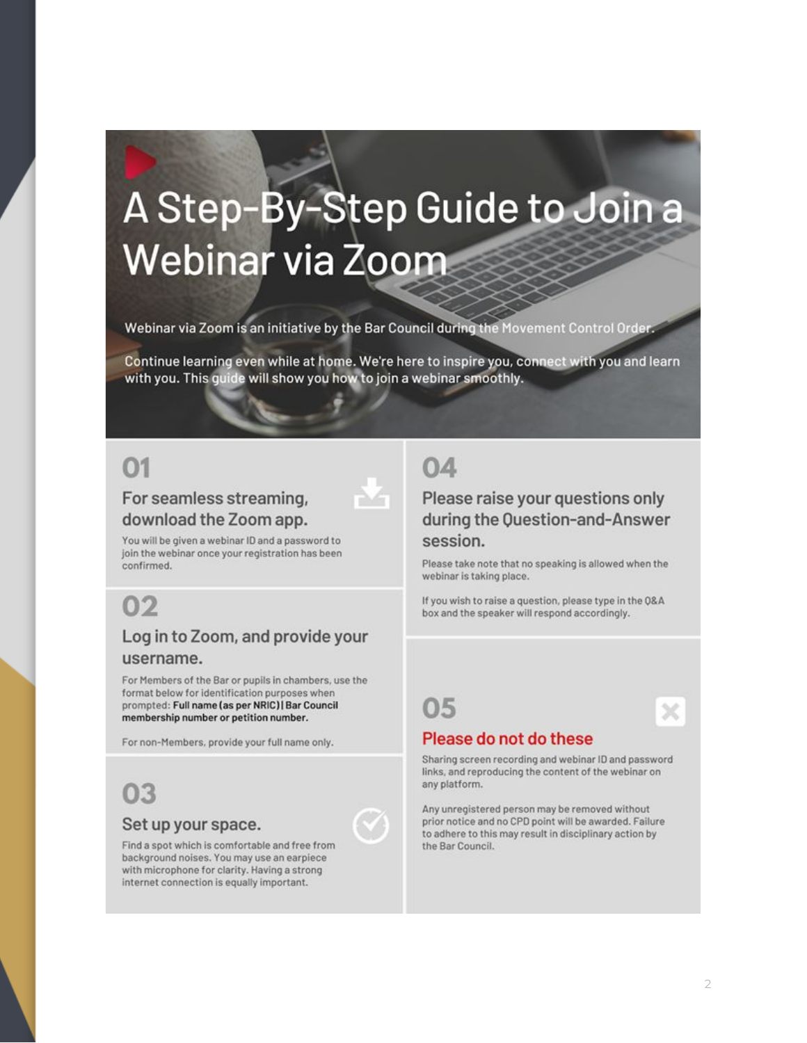# A Step-By-Step Guide to Join a Webinar via Zoom

Webinar via Zoom is an initiative by the Bar Council during the Movement Control Order.

Continue learning even while at home. We're here to inspire you, connect with you and learn with you. This guide will show you how to join a webinar smoothly.

## 01

### For seamless streaming, download the Zoom app.

You will be given a webinar ID and a password to join the webinar once your registration has been confirmed.

## 02

### Log in to Zoom, and provide your username.

For Members of the Bar or pupils in chambers, use the format below for identification purposes when prompted: **Full name (as per NRIC) | Bar Council membership number or petition number.**

For non-Members, provide your full name only.

## 03

### Set up your space.

Find a spot which is comfortable and free from background noises. You may use an earpiece with microphone for clarity. Having a strong internet connection is equally important.

## 04

### Please raise your questions only during the Question-and-Answer session.

Please take note that no speaking is allowed when the webinar is taking place.

If you wish to raise a question, please type in the Q&A box and the speaker will respond accordingly.

## 05

### Please do not do these

Sharing screen recording and webinar ID and password links, and reproducing the content of the webinar on any platform.

Any unregistered person may be removed without prior notice and no CPD point will be awarded. Failure to adhere to this may result in disciplinary action by the Bar Council.